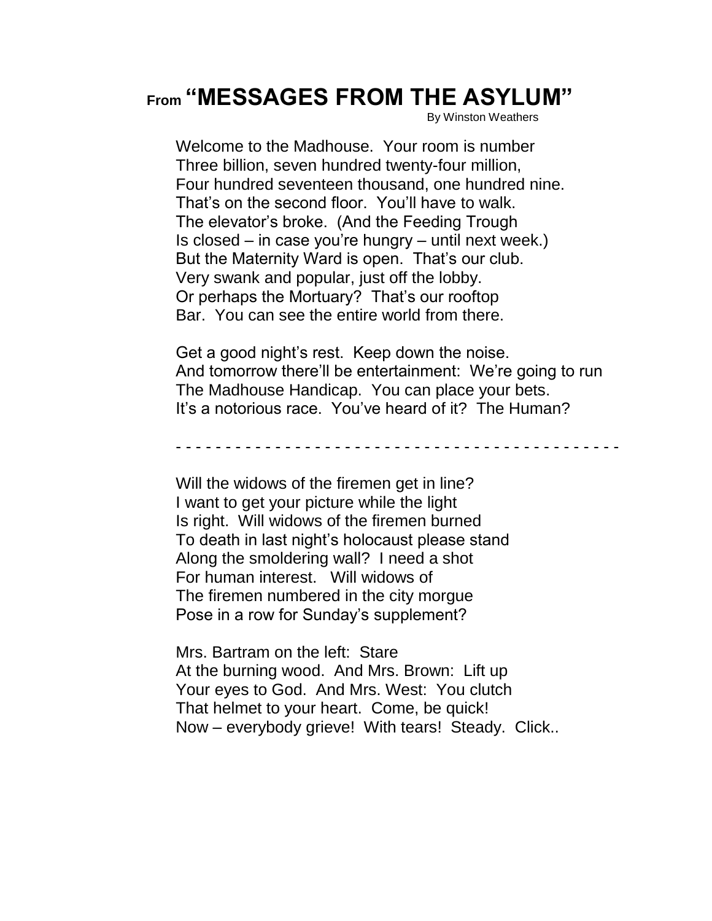# From "MESSAGES FROM THE ASYLUM"

By Winston Weathers

Welcome to the Madhouse. Your room is number
Three billion, seven hundred twenty-four million,
Four hundred seventeen thousand, one hundred nine.
That's on the second floor. You'll have to walk.
The elevator's broke. (And the Feeding Trough
Is closed – in case you're hungry – until next week.)
But the Maternity Ward is open. That's our club.
Very swank and popular, just off the lobby.
Or perhaps the Mortuary? That's our rooftop
Bar. You can see the entire world from there.

Get a good night's rest. Keep down the noise.
And tomorrow there'll be entertainment: We're going to run
The Madhouse Handicap. You can place your bets.
It's a notorious race. You've heard of it? The Human?

- - - - - - - - - - - - - - - - - - - - - - - - - - - - - - - - - - - - - - - - - - - - - -

Will the widows of the firemen get in line?
I want to get your picture while the light
Is right. Will widows of the firemen burned
To death in last night's holocaust please stand
Along the smoldering wall? I need a shot
For human interest. Will widows of
The firemen numbered in the city morgue
Pose in a row for Sunday's supplement?

Mrs. Bartram on the left: Stare
At the burning wood. And Mrs. Brown: Lift up
Your eyes to God. And Mrs. West: You clutch
That helmet to your heart. Come, be quick!
Now – everybody grieve! With tears! Steady. Click..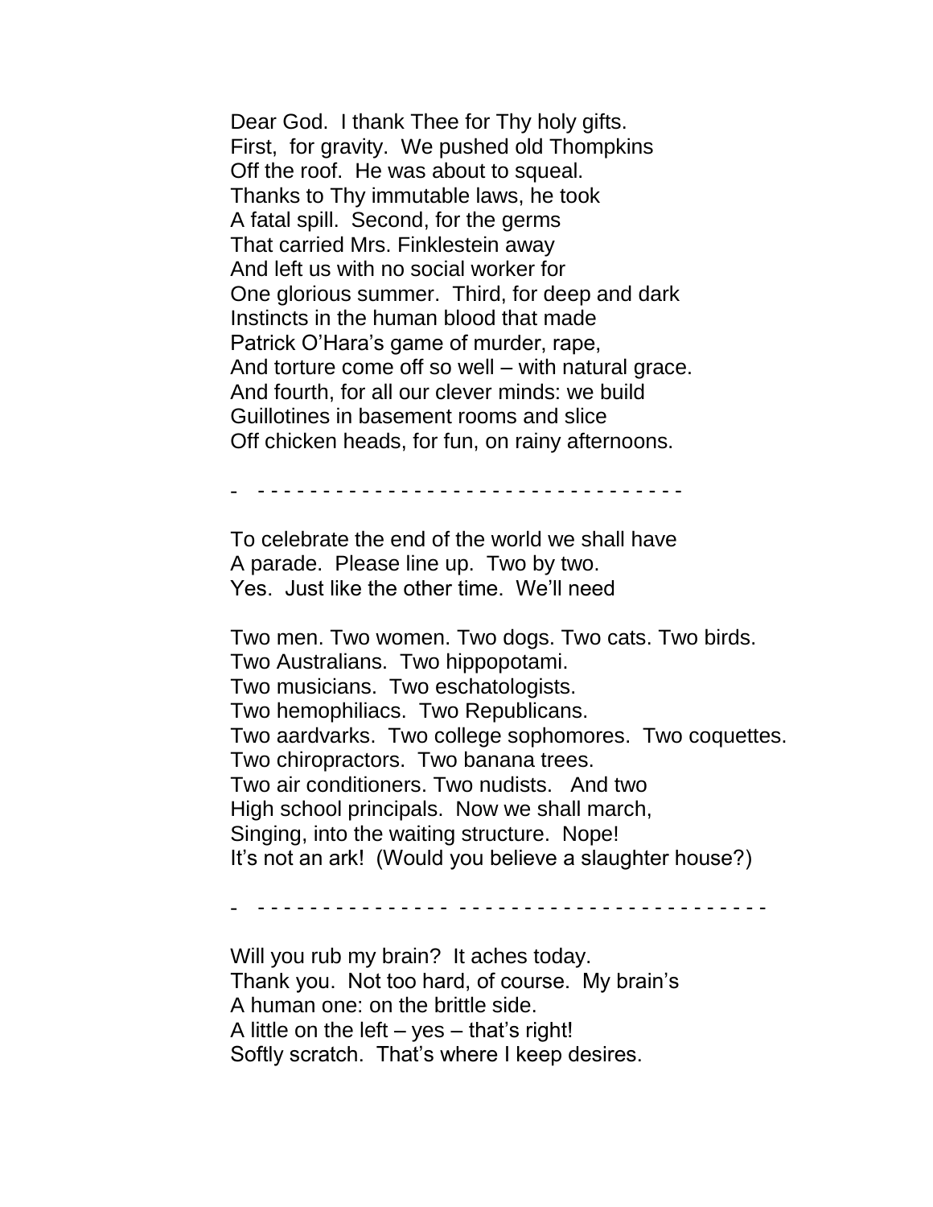Dear God. I thank Thee for Thy holy gifts.  
First, for gravity. We pushed old Thompkins  
Off the roof. He was about to squeal.  
Thanks to Thy immutable laws, he took  
A fatal spill. Second, for the germs  
That carried Mrs. Finklestein away  
And left us with no social worker for  
One glorious summer. Third, for deep and dark  
Instincts in the human blood that made  
Patrick O'Hara's game of murder, rape,  
And torture come off so well – with natural grace.  
And fourth, for all our clever minds: we build  
Guillotines in basement rooms and slice  
Off chicken heads, for fun, on rainy afternoons.

\- - - - - - - - - - - - - - - - - - - - - - - - - - - - - - - - - -

To celebrate the end of the world we shall have  
A parade. Please line up. Two by two.  
Yes. Just like the other time. We'll need

Two men. Two women. Two dogs. Two cats. Two birds.  
Two Australians. Two hippopotami.  
Two musicians. Two eschatologists.  
Two hemophiliacs. Two Republicans.  
Two aardvarks. Two college sophomores. Two coquettes.  
Two chiropractors. Two banana trees.  
Two air conditioners. Two nudists. And two  
High school principals. Now we shall march,  
Singing, into the waiting structure. Nope!  
It's not an ark! (Would you believe a slaughter house?)

\- - - - - - - - - - - - - - - - - - - - - - - - - - - - - - - - - - - - - - -

Will you rub my brain? It aches today.  
Thank you. Not too hard, of course. My brain's  
A human one: on the brittle side.  
A little on the left – yes – that's right!  
Softly scratch. That's where I keep desires.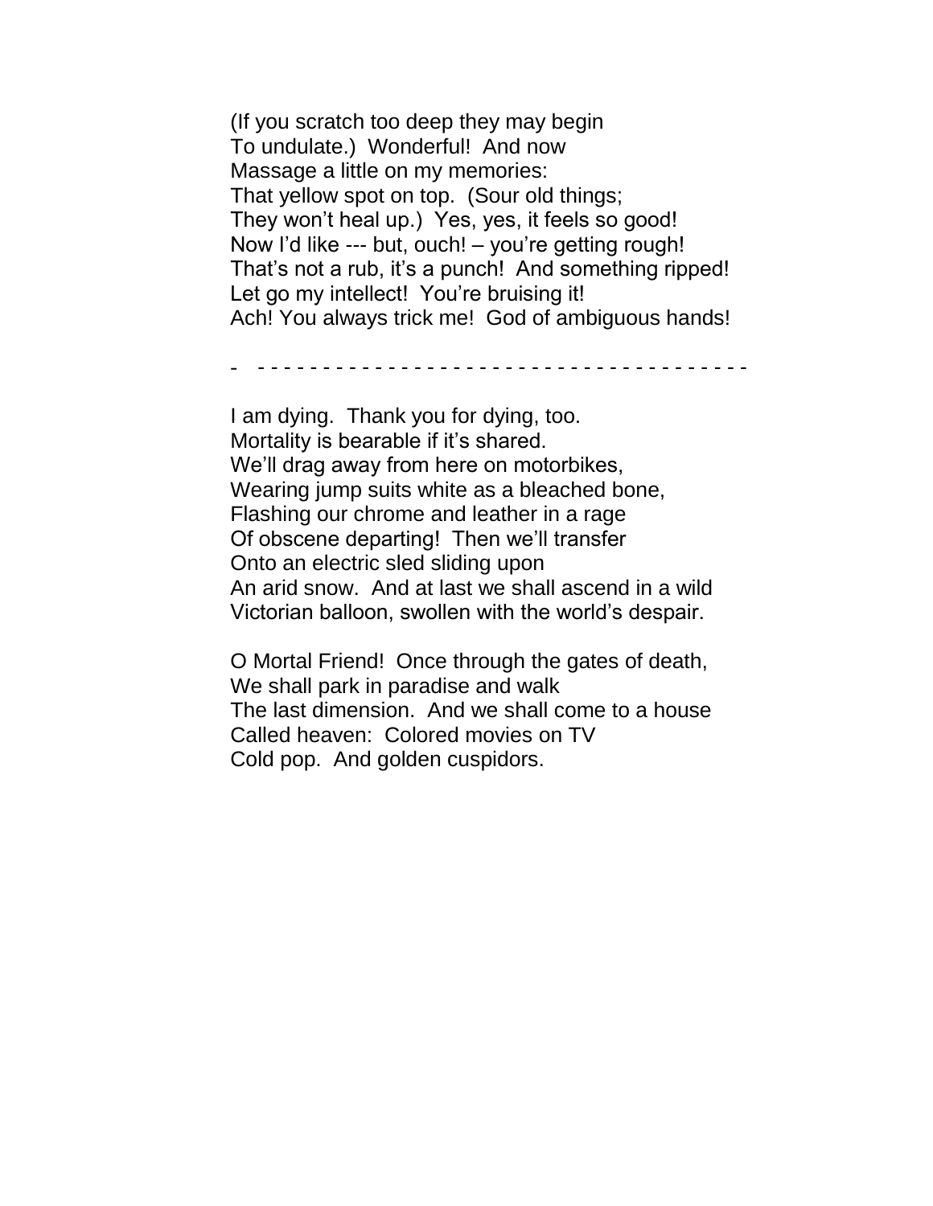(If you scratch too deep they may begin
To undulate.)  Wonderful!  And now
Massage a little on my memories:
That yellow spot on top.  (Sour old things;
They won't heal up.)  Yes, yes, it feels so good!
Now I'd like --- but, ouch! – you're getting rough!
That's not a rub, it's a punch!  And something ripped!
Let go my intellect!  You're bruising it!
Ach! You always trick me!  God of ambiguous hands!

\- - - - - - - - - - - - - - - - - - - - - - - - - - - - - - - - - - - - - - -

I am dying.  Thank you for dying, too.
Mortality is bearable if it's shared.
We'll drag away from here on motorbikes,
Wearing jump suits white as a bleached bone,
Flashing our chrome and leather in a rage
Of obscene departing!  Then we'll transfer
Onto an electric sled sliding upon
An arid snow.  And at last we shall ascend in a wild
Victorian balloon, swollen with the world's despair.

O Mortal Friend!  Once through the gates of death,
We shall park in paradise and walk
The last dimension.  And we shall come to a house
Called heaven:  Colored movies on TV
Cold pop.  And golden cuspidors.